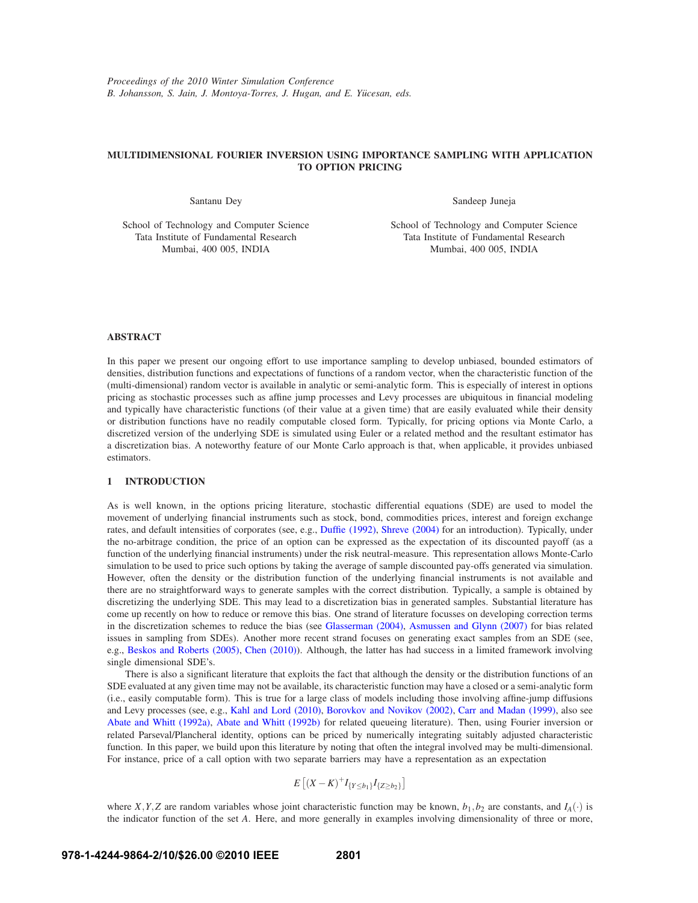# MULTIDIMENSIONAL FOURIER INVERSION USING IMPORTANCE SAMPLING WITH APPLICATION TO OPTION PRICING

Santanu Dey

School of Technology and Computer Science
Tata Institute of Fundamental Research
Mumbai, 400 005, INDIA

Sandeep Juneja

School of Technology and Computer Science
Tata Institute of Fundamental Research
Mumbai, 400 005, INDIA

## ABSTRACT

In this paper we present our ongoing effort to use importance sampling to develop unbiased, bounded estimators of densities, distribution functions and expectations of functions of a random vector, when the characteristic function of the (multi-dimensional) random vector is available in analytic or semi-analytic form. This is especially of interest in options pricing as stochastic processes such as affine jump processes and Levy processes are ubiquitous in financial modeling and typically have characteristic functions (of their value at a given time) that are easily evaluated while their density or distribution functions have no readily computable closed form. Typically, for pricing options via Monte Carlo, a discretized version of the underlying SDE is simulated using Euler or a related method and the resultant estimator has a discretization bias. A noteworthy feature of our Monte Carlo approach is that, when applicable, it provides unbiased estimators.

## 1 INTRODUCTION

As is well known, in the options pricing literature, stochastic differential equations (SDE) are used to model the movement of underlying financial instruments such as stock, bond, commodities prices, interest and foreign exchange rates, and default intensities of corporates (see, e.g., Duffie (1992), Shreve (2004) for an introduction). Typically, under the no-arbitrage condition, the price of an option can be expressed as the expectation of its discounted payoff (as a function of the underlying financial instruments) under the risk neutral-measure. This representation allows Monte-Carlo simulation to be used to price such options by taking the average of sample discounted pay-offs generated via simulation. However, often the density or the distribution function of the underlying financial instruments is not available and there are no straightforward ways to generate samples with the correct distribution. Typically, a sample is obtained by discretizing the underlying SDE. This may lead to a discretization bias in generated samples. Substantial literature has come up recently on how to reduce or remove this bias. One strand of literature focusses on developing correction terms in the discretization schemes to reduce the bias (see Glasserman (2004), Asmussen and Glynn (2007) for bias related issues in sampling from SDEs). Another more recent strand focuses on generating exact samples from an SDE (see, e.g., Beskos and Roberts (2005), Chen (2010)). Although, the latter has had success in a limited framework involving single dimensional SDE's.

There is also a significant literature that exploits the fact that although the density or the distribution functions of an SDE evaluated at any given time may not be available, its characteristic function may have a closed or a semi-analytic form (i.e., easily computable form). This is true for a large class of models including those involving affine-jump diffusions and Levy processes (see, e.g., Kahl and Lord (2010), Borovkov and Novikov (2002), Carr and Madan (1999), also see Abate and Whitt (1992a), Abate and Whitt (1992b) for related queueing literature). Then, using Fourier inversion or related Parseval/Plancheral identity, options can be priced by numerically integrating suitably adjusted characteristic function. In this paper, we build upon this literature by noting that often the integral involved may be multi-dimensional. For instance, price of a call option with two separate barriers may have a representation as an expectation

$$E\left[(X-K)^{+}I_{\{Y\leq b_1\}}I_{\{Z\geq b_2\}}\right]$$

where $X,Y,Z$ are random variables whose joint characteristic function may be known, $b_1,b_2$ are constants, and $I_A(\cdot)$ is the indicator function of the set $A$. Here, and more generally in examples involving dimensionality of three or more,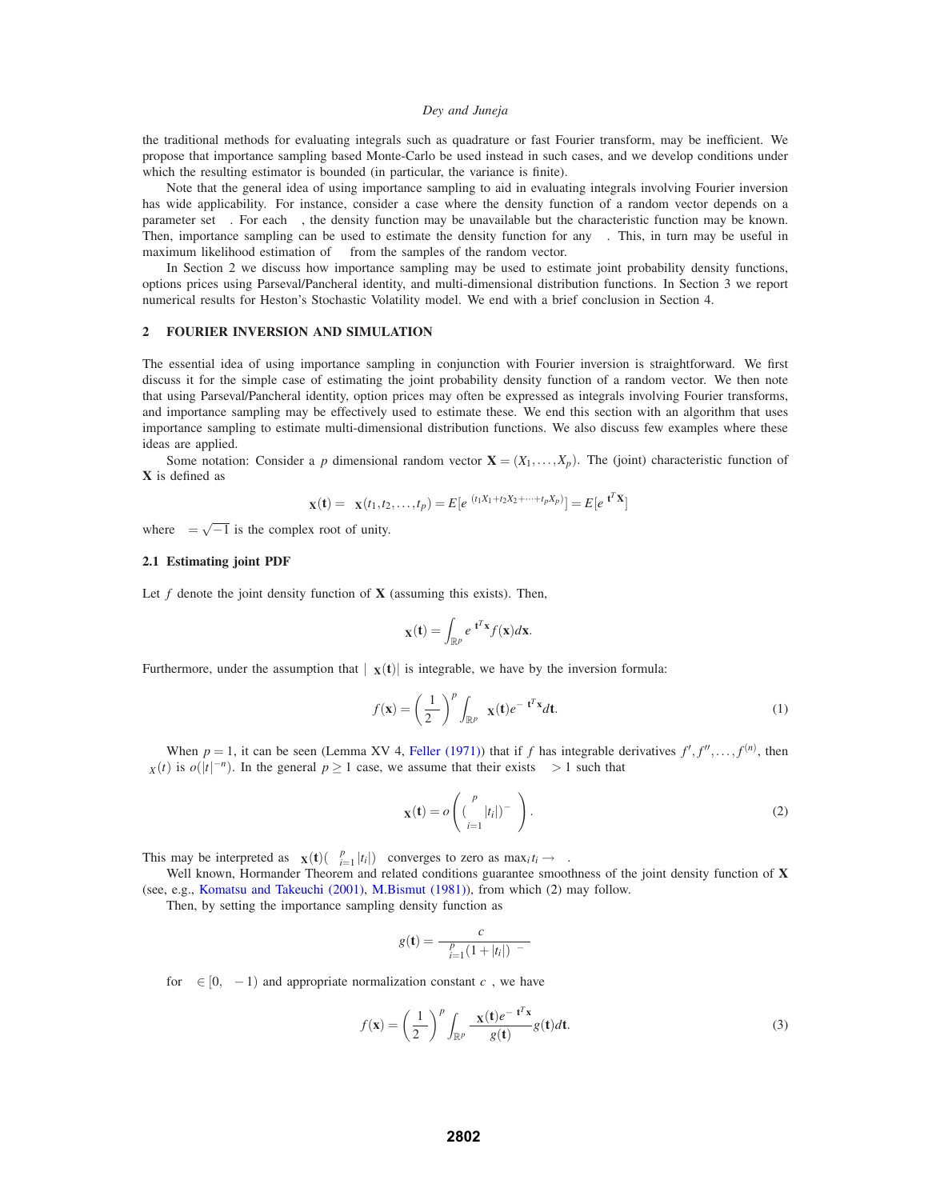the traditional methods for evaluating integrals such as quadrature or fast Fourier transform, may be inefficient. We propose that importance sampling based Monte-Carlo be used instead in such cases, and we develop conditions under which the resulting estimator is bounded (in particular, the variance is finite).

Note that the general idea of using importance sampling to aid in evaluating integrals involving Fourier inversion has wide applicability. For instance, consider a case where the density function of a random vector depends on a parameter set $\theta$. For each $\theta$, the density function may be unavailable but the characteristic function may be known. Then, importance sampling can be used to estimate the density function for any $\theta$. This, in turn may be useful in maximum likelihood estimation of $\theta$ from the samples of the random vector.

In Section 2 we discuss how importance sampling may be used to estimate joint probability density functions, options prices using Parseval/Pancheral identity, and multi-dimensional distribution functions. In Section 3 we report numerical results for Heston's Stochastic Volatility model. We end with a brief conclusion in Section 4.

## 2 FOURIER INVERSION AND SIMULATION

The essential idea of using importance sampling in conjunction with Fourier inversion is straightforward. We first discuss it for the simple case of estimating the joint probability density function of a random vector. We then note that using Parseval/Pancheral identity, option prices may often be expressed as integrals involving Fourier transforms, and importance sampling may be effectively used to estimate these. We end this section with an algorithm that uses importance sampling to estimate multi-dimensional distribution functions. We also discuss few examples where these ideas are applied.

Some notation: Consider a $p$ dimensional random vector $\mathbf{X} = (X_1, \ldots, X_p)$. The (joint) characteristic function of $\mathbf{X}$ is defined as

$$\phi_{\mathbf{X}}(\mathbf{t}) = \phi_{\mathbf{X}}(t_1, t_2, \ldots, t_p) = E[e^{\iota(t_1 X_1 + t_2 X_2 + \cdots + t_p X_p)}] = E[e^{\iota \mathbf{t}^T \mathbf{X}}]$$

where $\iota = \sqrt{-1}$ is the complex root of unity.

### 2.1 Estimating joint PDF

Let $f$ denote the joint density function of $\mathbf{X}$ (assuming this exists). Then,

$$\phi_{\mathbf{X}}(\mathbf{t}) = \int_{\mathbb{R}^p} e^{\iota \mathbf{t}^T \mathbf{x}} f(\mathbf{x}) d\mathbf{x}.$$

Furthermore, under the assumption that $|\phi_{\mathbf{X}}(\mathbf{t})|$ is integrable, we have by the inversion formula:

$$f(\mathbf{x}) = \left(\frac{1}{2\pi}\right)^p \int_{\mathbb{R}^p} \phi_{\mathbf{X}}(\mathbf{t}) e^{-\iota \mathbf{t}^T \mathbf{x}} d\mathbf{t}. \tag{1}$$

When $p = 1$, it can be seen (Lemma XV 4, Feller (1971)) that if $f$ has integrable derivatives $f', f'', \ldots, f^{(n)}$, then $\phi_X(t)$ is $o(|t|^{-n})$. In the general $p \geq 1$ case, we assume that their exists $\alpha > 1$ such that

$$\phi_{\mathbf{X}}(\mathbf{t}) = o\left(\left(\prod_{i=1}^{p} |t_i|\right)^{-\alpha}\right). \tag{2}$$

This may be interpreted as $\phi_{\mathbf{X}}(\mathbf{t})\left(\prod_{i=1}^{p} |t_i|\right)^{\alpha}$ converges to zero as $\max_i t_i \to \infty$.

Well known, Hormander Theorem and related conditions guarantee smoothness of the joint density function of $\mathbf{X}$ (see, e.g., Komatsu and Takeuchi (2001), M.Bismut (1981)), from which (2) may follow.

Then, by setting the importance sampling density function as

$$g(\mathbf{t}) = \frac{c_\beta}{\prod_{i=1}^{p}(1 + |t_i|)^{\alpha - \beta}}$$

for $\beta \in [0, \alpha - 1)$ and appropriate normalization constant $c_\beta$, we have

$$f(\mathbf{x}) = \left(\frac{1}{2\pi}\right)^p \int_{\mathbb{R}^p} \frac{\phi_{\mathbf{X}}(\mathbf{t}) e^{-\iota \mathbf{t}^T \mathbf{x}}}{g(\mathbf{t})} g(\mathbf{t}) d\mathbf{t}. \tag{3}$$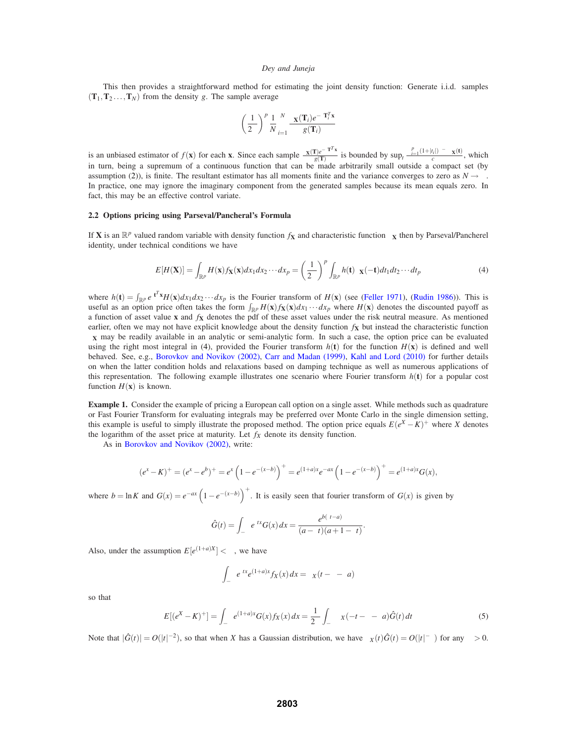This then provides a straightforward method for estimating the joint density function: Generate i.i.d. samples $(\mathbf{T}_1, \mathbf{T}_2 \ldots, \mathbf{T}_N)$ from the density $g$. The sample average

$$\left(\frac{1}{2\pi}\right)^p \frac{1}{N} \sum_{i=1}^{N} \frac{\phi_{\mathbf{X}}(\mathbf{T}_i) e^{-\iota \mathbf{T}_i^T \mathbf{x}}}{g(\mathbf{T}_i)}$$

is an unbiased estimator of $f(\mathbf{x})$ for each $\mathbf{x}$. Since each sample $\frac{\phi_{\mathbf{X}}(\mathbf{T}) e^{-\iota \mathbf{T}^T \mathbf{x}}}{g(\mathbf{T})}$ is bounded by $\sup_t \frac{\prod_{i=1}^p (1+|t_i|)^{-\alpha} \phi_{\mathbf{X}}(\mathbf{t})}{c}$, which in turn, being a supremum of a continuous function that can be made arbitrarily small outside a compact set (by assumption (2)), is finite. The resultant estimator has all moments finite and the variance converges to zero as $N \to \infty$. In practice, one may ignore the imaginary component from the generated samples because its mean equals zero. In fact, this may be an effective control variate.

### 2.2 Options pricing using Parseval/Pancheral's Formula

If $\mathbf{X}$ is an $\mathbb{R}^p$ valued random variable with density function $f_{\mathbf{X}}$ and characteristic function $\phi_{\mathbf{X}}$ then by Parseval/Pancherel identity, under technical conditions we have

$$E[H(\mathbf{X})] = \int_{\mathbb{R}^p} H(\mathbf{x}) f_{\mathbf{X}}(\mathbf{x}) dx_1 dx_2 \cdots dx_p = \left(\frac{1}{2\pi}\right)^p \int_{\mathbb{R}^p} h(\mathbf{t}) \phi_{\mathbf{X}}(-\mathbf{t}) dt_1 dt_2 \cdots dt_p \tag{4}$$

where $h(\mathbf{t}) = \int_{\mathbb{R}^p} e^{\iota \mathbf{t}^T \mathbf{x}} H(\mathbf{x}) dx_1 dx_2 \cdots dx_p$ is the Fourier transform of $H(\mathbf{x})$ (see (Feller 1971), (Rudin 1986)). This is useful as an option price often takes the form $\int_{\mathbb{R}^p} H(\mathbf{x}) f_{\mathbf{X}}(\mathbf{x}) dx_1 \cdots dx_p$ where $H(\mathbf{x})$ denotes the discounted payoff as a function of asset value $\mathbf{x}$ and $f_{\mathbf{X}}$ denotes the pdf of these asset values under the risk neutral measure. As mentioned earlier, often we may not have explicit knowledge about the density function $f_{\mathbf{X}}$ but instead the characteristic function $\phi_{\mathbf{X}}$ may be readily available in an analytic or semi-analytic form. In such a case, the option price can be evaluated using the right most integral in (4), provided the Fourier transform $h(\mathbf{t})$ for the function $H(\mathbf{x})$ is defined and well behaved. See, e.g., Borovkov and Novikov (2002), Carr and Madan (1999), Kahl and Lord (2010) for further details on when the latter condition holds and relaxations based on damping technique as well as numerous applications of this representation. The following example illustrates one scenario where Fourier transform $h(\mathbf{t})$ for a popular cost function $H(\mathbf{x})$ is known.

**Example 1.** Consider the example of pricing a European call option on a single asset. While methods such as quadrature or Fast Fourier Transform for evaluating integrals may be preferred over Monte Carlo in the single dimension setting, this example is useful to simply illustrate the proposed method. The option price equals $E(e^X - K)^+$ where $X$ denotes the logarithm of the asset price at maturity. Let $f_X$ denote its density function.

As in Borovkov and Novikov (2002), write:

$$(e^x - K)^+ = (e^x - e^b)^+ = e^x \left(1 - e^{-(x-b)}\right)^+ = e^{(1+a)x} e^{-ax} \left(1 - e^{-(x-b)}\right)^+ = e^{(1+a)x} G(x),$$

where $b = \ln K$ and $G(x) = e^{-ax} \left(1 - e^{-(x-b)}\right)^+$. It is easily seen that fourier transform of $G(x)$ is given by

$$\hat{G}(t) = \int_{-\infty}^{\infty} e^{\iota tx} G(x) dx = \frac{e^{b(\iota t - a)}}{(a - \iota t)(a + 1 - \iota t)}.$$

Also, under the assumption $E[e^{(1+a)X}] < \infty$, we have

$$\int_{-\infty}^{\infty} e^{\iota tx} e^{(1+a)x} f_X(x) dx = \phi_X(t - \iota - \iota a)$$

so that

$$E[(e^X - K)^+] = \int_{-\infty}^{\infty} e^{(1+a)x} G(x) f_X(x) dx = \frac{1}{2\pi} \int_{-\infty}^{\infty} \phi_X(-t - \iota - \iota a) \hat{G}(t) dt \tag{5}$$

Note that $|\hat{G}(t)| = O(|t|^{-2})$, so that when $X$ has a Gaussian distribution, we have $\phi_X(t)\hat{G}(t) = O(|t|^{-\beta})$ for any $\beta > 0$.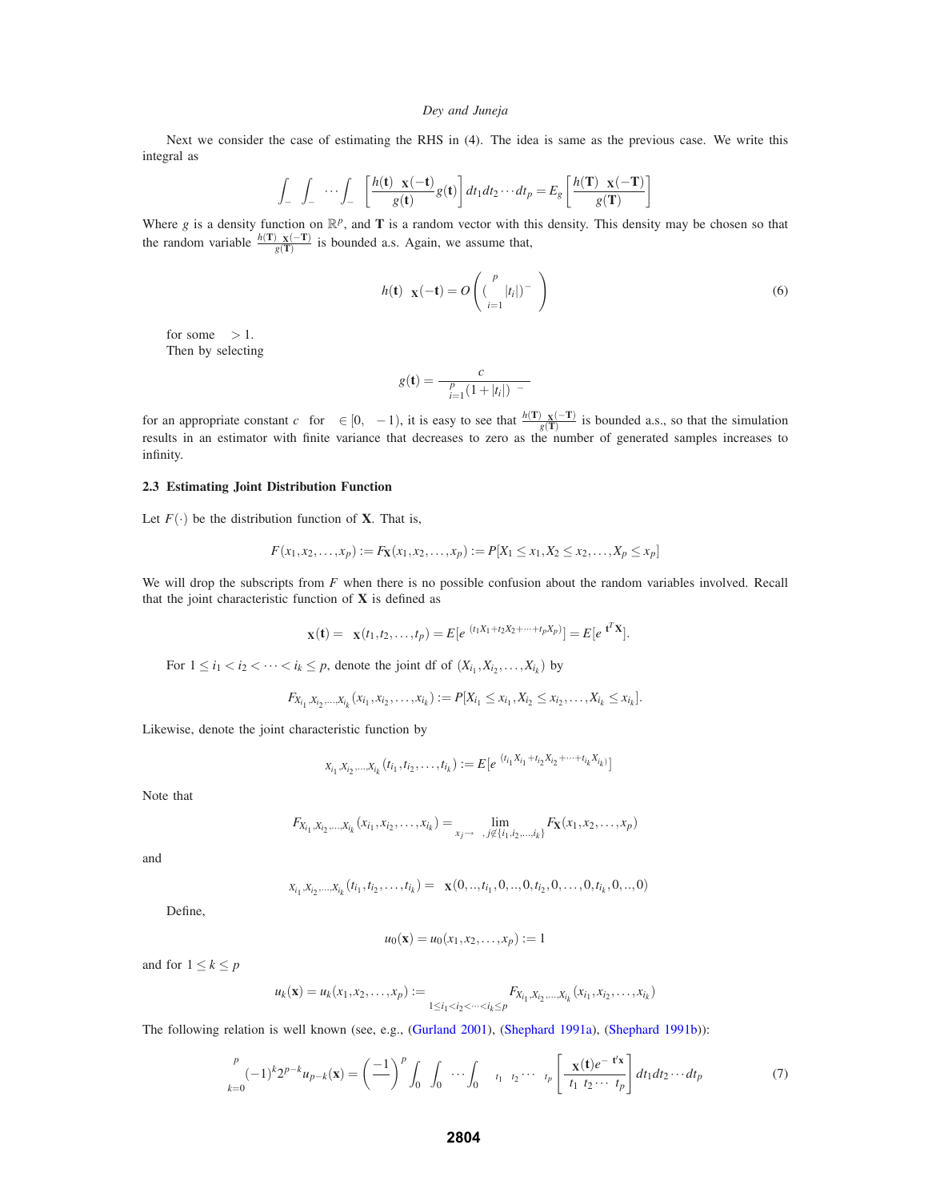Next we consider the case of estimating the RHS in (4). The idea is same as the previous case. We write this integral as

$$\int_{-\infty}^{\infty}\int_{-\infty}^{\infty}\cdots\int_{-\infty}^{\infty}\left[\frac{h(\mathbf{t})\phi_{\mathbf{X}}(-\mathbf{t})}{g(\mathbf{t})}g(\mathbf{t})\right]dt_1dt_2\cdots dt_p = E_g\left[\frac{h(\mathbf{T})\phi_{\mathbf{X}}(-\mathbf{T})}{g(\mathbf{T})}\right]$$

Where $g$ is a density function on $\mathbb{R}^p$, and $\mathbf{T}$ is a random vector with this density. This density may be chosen so that the random variable $\frac{h(\mathbf{T})\phi_{\mathbf{X}}(-\mathbf{T})}{g(\mathbf{T})}$ is bounded a.s. Again, we assume that,

$$h(\mathbf{t})\phi_{\mathbf{X}}(-\mathbf{t}) = O\left(\left(\prod_{i=1}^{p}|t_i|\right)^{-\beta}\right) \tag{6}$$

for some $\beta > 1$.

Then by selecting

$$g(\mathbf{t}) = \frac{c_\alpha}{\prod_{i=1}^{p}(1+|t_i|)^{\alpha-\beta}}$$

for an appropriate constant $c_\alpha$ for $\alpha \in [0, \beta-1)$, it is easy to see that $\frac{h(\mathbf{T})\phi_{\mathbf{X}}(-\mathbf{T})}{g(\mathbf{T})}$ is bounded a.s., so that the simulation results in an estimator with finite variance that decreases to zero as the number of generated samples increases to infinity.

### 2.3 Estimating Joint Distribution Function

Let $F(\cdot)$ be the distribution function of $\mathbf{X}$. That is,

$$F(x_1,x_2,\ldots,x_p) := F_{\mathbf{X}}(x_1,x_2,\ldots,x_p) := P[X_1 \le x_1, X_2 \le x_2, \ldots, X_p \le x_p]$$

We will drop the subscripts from $F$ when there is no possible confusion about the random variables involved. Recall that the joint characteristic function of $\mathbf{X}$ is defined as

$$\phi_{\mathbf{X}}(\mathbf{t}) = \phi_{\mathbf{X}}(t_1,t_2,\ldots,t_p) = E[e^{\iota(t_1X_1+t_2X_2+\cdots+t_pX_p)}] = E[e^{\iota\mathbf{t}^T\mathbf{X}}].$$

For $1 \le i_1 < i_2 < \cdots < i_k \le p$, denote the joint df of $(X_{i_1}, X_{i_2}, \ldots, X_{i_k})$ by

$$F_{X_{i_1},X_{i_2},\ldots,X_{i_k}}(x_{i_1},x_{i_2},\ldots,x_{i_k}) := P[X_{i_1} \le x_{i_1}, X_{i_2} \le x_{i_2}, \ldots, X_{i_k} \le x_{i_k}].$$

Likewise, denote the joint characteristic function by

$$\phi_{X_{i_1},X_{i_2},\ldots,X_{i_k}}(t_{i_1},t_{i_2},\ldots,t_{i_k}) := E[e^{\iota(t_{i_1}X_{i_1}+t_{i_2}X_{i_2}+\cdots+t_{i_k}X_{i_k})}]$$

Note that

$$F_{X_{i_1},X_{i_2},\ldots,X_{i_k}}(x_{i_1},x_{i_2},\ldots,x_{i_k}) = \lim_{x_j\to\infty, j\notin\{i_1,i_2,\ldots,i_k\}} F_{\mathbf{X}}(x_1,x_2,\ldots,x_p)$$

and

$$\phi_{X_{i_1},X_{i_2},\ldots,X_{i_k}}(t_{i_1},t_{i_2},\ldots,t_{i_k}) = \phi_{\mathbf{X}}(0,..,t_{i_1},0,..,0,t_{i_2},0,\ldots,0,t_{i_k},0,..,0)$$

Define,

$$u_0(\mathbf{x}) = u_0(x_1,x_2,\ldots,x_p) := 1$$

and for $1 \le k \le p$

$$u_k(\mathbf{x}) = u_k(x_1,x_2,\ldots,x_p) := \sum_{1\le i_1<i_2<\cdots<i_k\le p} F_{X_{i_1},X_{i_2},\ldots,X_{i_k}}(x_{i_1},x_{i_2},\ldots,x_{i_k})$$

The following relation is well known (see, e.g., (Gurland 2001), (Shephard 1991a), (Shephard 1991b)):

$$\sum_{k=0}^{p}(-1)^k 2^{p-k} u_{p-k}(\mathbf{x}) = \left(\frac{-1}{\pi}\right)^p \int_0^\infty\int_0^\infty\cdots\int_0^\infty \Delta_{t_1}\Delta_{t_2}\cdots\Delta_{t_p}\left[\frac{\phi_{\mathbf{X}}(\mathbf{t})e^{-\iota\mathbf{t}'\mathbf{x}}}{\iota t_1\,\iota t_2\cdots\iota t_p}\right]dt_1dt_2\cdots dt_p \tag{7}$$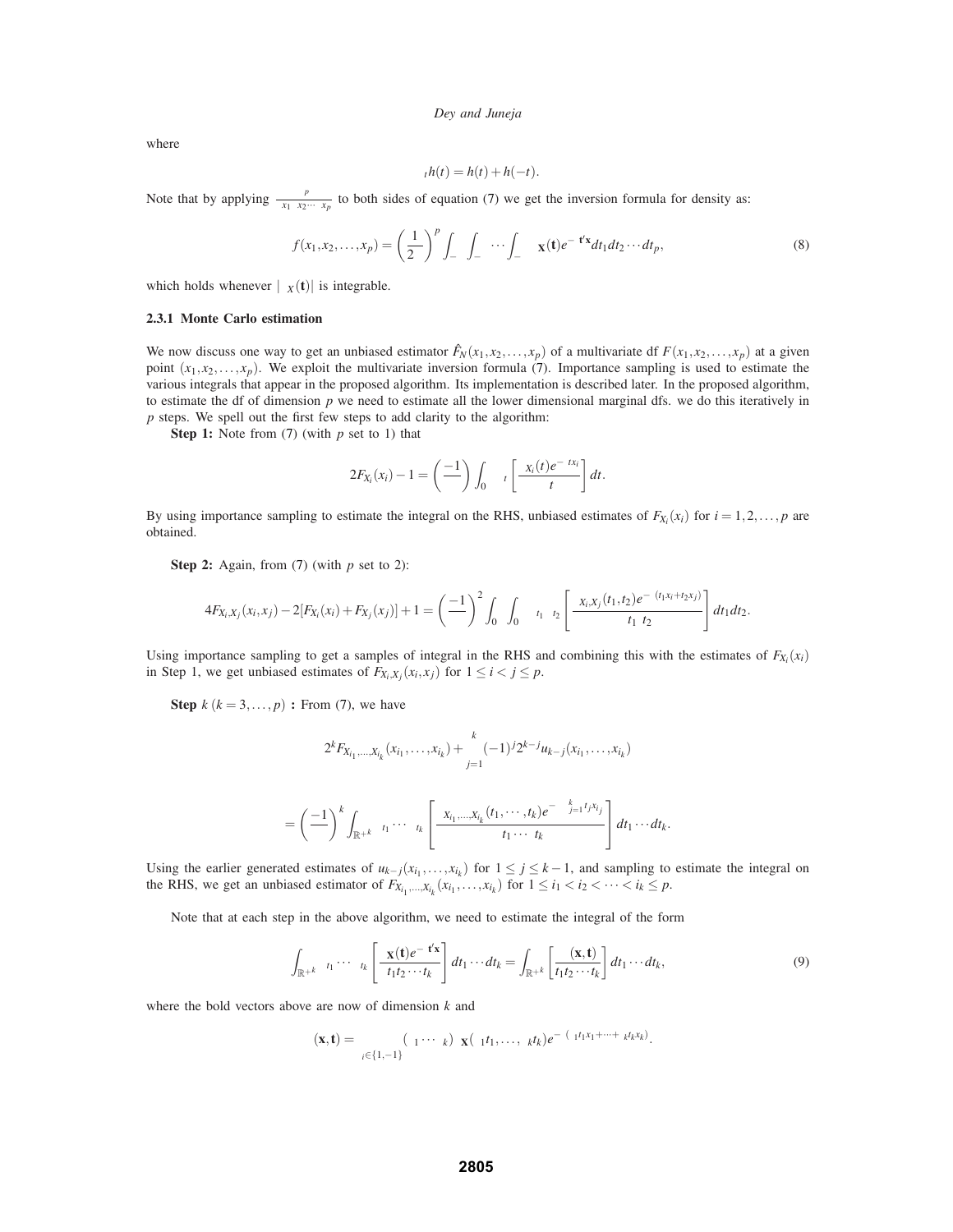where

$$\Delta_t h(t) = h(t) + h(-t).$$

Note that by applying $\frac{\partial^p}{\partial x_1 \partial x_2 \cdots \partial x_p}$ to both sides of equation (7) we get the inversion formula for density as:

$$f(x_1, x_2, \ldots, x_p) = \left(\frac{1}{2\pi}\right)^p \int_{-\infty}^{\infty} \int_{-\infty}^{\infty} \cdots \int_{-\infty}^{\infty} \phi_{\mathbf{X}}(\mathbf{t}) e^{-\iota \mathbf{t}'\mathbf{x}} dt_1 dt_2 \cdots dt_p, \tag{8}$$

which holds whenever $|\phi_X(\mathbf{t})|$ is integrable.

### 2.3.1 Monte Carlo estimation

We now discuss one way to get an unbiased estimator $\hat{F}_N(x_1, x_2, \ldots, x_p)$ of a multivariate df $F(x_1, x_2, \ldots, x_p)$ at a given point $(x_1, x_2, \ldots, x_p)$. We exploit the multivariate inversion formula (7). Importance sampling is used to estimate the various integrals that appear in the proposed algorithm. Its implementation is described later. In the proposed algorithm, to estimate the df of dimension $p$ we need to estimate all the lower dimensional marginal dfs. we do this iteratively in $p$ steps. We spell out the first few steps to add clarity to the algorithm:

**Step 1:** Note from (7) (with $p$ set to 1) that

$$2F_{X_i}(x_i) - 1 = \left(\frac{-1}{\pi\iota}\right) \int_0^{\infty} \Delta_t \left[\frac{\phi_{X_i}(t) e^{-\iota t x_i}}{t}\right] dt.$$

By using importance sampling to estimate the integral on the RHS, unbiased estimates of $F_{X_i}(x_i)$ for $i = 1, 2, \ldots, p$ are obtained.

**Step 2:** Again, from (7) (with $p$ set to 2):

$$4F_{X_i, X_j}(x_i, x_j) - 2[F_{X_i}(x_i) + F_{X_j}(x_j)] + 1 = \left(\frac{-1}{\pi\iota}\right)^2 \int_0^{\infty} \int_0^{\infty} \Delta_{t_1} \Delta_{t_2} \left[\frac{\phi_{X_i, X_j}(t_1, t_2) e^{-\iota(t_1 x_i + t_2 x_j)}}{t_1 t_2}\right] dt_1 dt_2.$$

Using importance sampling to get a samples of integral in the RHS and combining this with the estimates of $F_{X_i}(x_i)$ in Step 1, we get unbiased estimates of $F_{X_i, X_j}(x_i, x_j)$ for $1 \le i < j \le p$.

**Step** $k$ ($k = 3, \ldots, p$) **:** From (7), we have

$$2^k F_{X_{i_1}, \ldots, X_{i_k}}(x_{i_1}, \ldots, x_{i_k}) + \sum_{j=1}^{k} (-1)^j 2^{k-j} u_{k-j}(x_{i_1}, \ldots, x_{i_k})$$

$$= \left(\frac{-1}{\pi\iota}\right)^k \int_{\mathbb{R}^{+k}} \Delta_{t_1} \cdots \Delta_{t_k} \left[\frac{\phi_{X_{i_1}, \ldots, X_{i_k}}(t_1, \cdots, t_k) e^{-\iota \sum_{j=1}^{k} t_j x_{i_j}}}{t_1 \cdots t_k}\right] dt_1 \cdots dt_k.$$

Using the earlier generated estimates of $u_{k-j}(x_{i_1}, \ldots, x_{i_k})$ for $1 \le j \le k-1$, and sampling to estimate the integral on the RHS, we get an unbiased estimator of $F_{X_{i_1}, \ldots, X_{i_k}}(x_{i_1}, \ldots, x_{i_k})$ for $1 \le i_1 < i_2 < \cdots < i_k \le p$.

Note that at each step in the above algorithm, we need to estimate the integral of the form

$$\int_{\mathbb{R}^{+k}} \Delta_{t_1} \cdots \Delta_{t_k} \left[\frac{\phi_{\mathbf{X}}(\mathbf{t}) e^{-\iota \mathbf{t}'\mathbf{x}}}{t_1 t_2 \cdots t_k}\right] dt_1 \cdots dt_k = \int_{\mathbb{R}^{+k}} \left[\frac{\psi(\mathbf{x}, \mathbf{t})}{t_1 t_2 \cdots t_k}\right] dt_1 \cdots dt_k, \tag{9}$$

where the bold vectors above are now of dimension $k$ and

$$\psi(\mathbf{x}, \mathbf{t}) = \sum_{\varepsilon_i \in \{1, -1\}} (\varepsilon_1 \cdots \varepsilon_k) \phi_{\mathbf{X}}(\varepsilon_1 t_1, \ldots, \varepsilon_k t_k) e^{-\iota(\varepsilon_1 t_1 x_1 + \cdots + \varepsilon_k t_k x_k)}.$$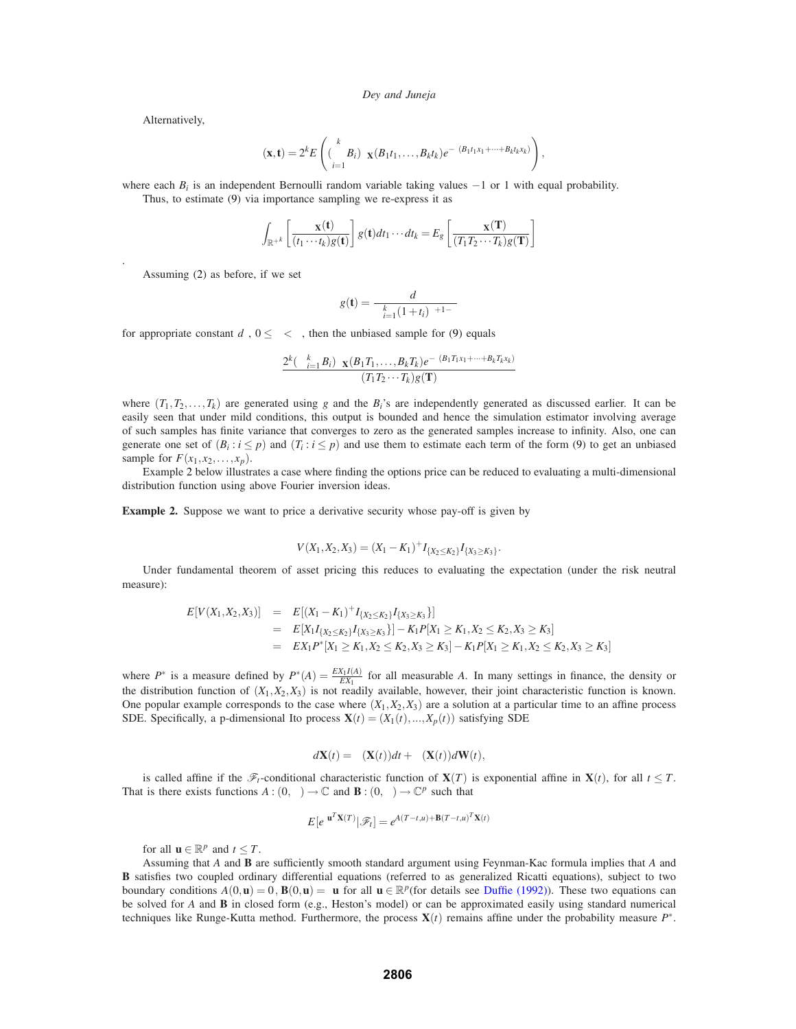Alternatively,

$$\Gamma(\mathbf{x},\mathbf{t}) = 2^k E\left( (\prod_{i=1}^{k} B_i)\phi_{\mathbf{X}}(B_1 t_1, \ldots, B_k t_k) e^{-\iota(B_1 t_1 x_1 + \cdots + B_k t_k x_k)} \right),$$

where each $B_i$ is an independent Bernoulli random variable taking values $-1$ or 1 with equal probability.

Thus, to estimate (9) via importance sampling we re-express it as

$$\int_{\mathbb{R}^{+k}} \left[ \frac{\Gamma_{\mathbf{x}}(\mathbf{t})}{(t_1 \cdots t_k) g(\mathbf{t})} \right] g(\mathbf{t}) dt_1 \cdots dt_k = E_g \left[ \frac{\Gamma_{\mathbf{x}}(\mathbf{T})}{(T_1 T_2 \cdots T_k) g(\mathbf{T})} \right]$$

.

Assuming (2) as before, if we set

$$g(\mathbf{t}) = \frac{d_\alpha}{\prod_{i=1}^{k}(1+t_i)^{\alpha+1-\varepsilon}}$$

for appropriate constant $d_\alpha$, $0 \leq \varepsilon < \alpha$, then the unbiased sample for (9) equals

$$\frac{2^k (\prod_{i=1}^{k} B_i)\phi_{\mathbf{X}}(B_1 T_1, \ldots, B_k T_k) e^{-\iota(B_1 T_1 x_1 + \cdots + B_k T_k x_k)}}{(T_1 T_2 \cdots T_k) g(\mathbf{T})}$$

where $(T_1, T_2, \ldots, T_k)$ are generated using $g$ and the $B_i$'s are independently generated as discussed earlier. It can be easily seen that under mild conditions, this output is bounded and hence the simulation estimator involving average of such samples has finite variance that converges to zero as the generated samples increase to infinity. Also, one can generate one set of $(B_i : i \leq p)$ and $(T_i : i \leq p)$ and use them to estimate each term of the form (9) to get an unbiased sample for $F(x_1, x_2, \ldots, x_p)$.

Example 2 below illustrates a case where finding the options price can be reduced to evaluating a multi-dimensional distribution function using above Fourier inversion ideas.

**Example 2.** Suppose we want to price a derivative security whose pay-off is given by

$$V(X_1, X_2, X_3) = (X_1 - K_1)^+ I_{\{X_2 \leq K_2\}} I_{\{X_3 \geq K_3\}}.$$

Under fundamental theorem of asset pricing this reduces to evaluating the expectation (under the risk neutral measure):

$$\begin{aligned}
E[V(X_1, X_2, X_3)] &= E[(X_1 - K_1)^+ I_{\{X_2 \leq K_2\}} I_{\{X_3 \geq K_3\}}] \\
&= E[X_1 I_{\{X_2 \leq K_2\}} I_{\{X_3 \geq K_3\}}] - K_1 P[X_1 \geq K_1, X_2 \leq K_2, X_3 \geq K_3] \\
&= EX_1 P^*[X_1 \geq K_1, X_2 \leq K_2, X_3 \geq K_3] - K_1 P[X_1 \geq K_1, X_2 \leq K_2, X_3 \geq K_3]
\end{aligned}$$

where $P^*$ is a measure defined by $P^*(A) = \frac{EX_1 I(A)}{EX_1}$ for all measurable $A$. In many settings in finance, the density or the distribution function of $(X_1, X_2, X_3)$ is not readily available, however, their joint characteristic function is known. One popular example corresponds to the case where $(X_1, X_2, X_3)$ are a solution at a particular time to an affine process SDE. Specifically, a p-dimensional Ito process $\mathbf{X}(t) = (X_1(t), ..., X_p(t))$ satisfying SDE

$$d\mathbf{X}(t) = \mu(\mathbf{X}(t))dt + \sigma(\mathbf{X}(t))d\mathbf{W}(t),$$

is called affine if the $\mathscr{F}_t$-conditional characteristic function of $\mathbf{X}(T)$ is exponential affine in $\mathbf{X}(t)$, for all $t \leq T$. That is there exists functions $A : (0, \infty) \to \mathbb{C}$ and $\mathbf{B} : (0, \infty) \to \mathbb{C}^p$ such that

$$E[e^{\iota \mathbf{u}^T \mathbf{X}(T)} | \mathscr{F}_t] = e^{A(T-t,u) + \mathbf{B}(T-t,u)^T \mathbf{X}(t)}$$

for all $\mathbf{u} \in \mathbb{R}^p$ and $t \leq T$.

Assuming that $A$ and $\mathbf{B}$ are sufficiently smooth standard argument using Feynman-Kac formula implies that $A$ and $\mathbf{B}$ satisfies two coupled ordinary differential equations (referred to as generalized Ricatti equations), subject to two boundary conditions $A(0,\mathbf{u}) = 0$, $\mathbf{B}(0,\mathbf{u}) = \iota\mathbf{u}$ for all $\mathbf{u} \in \mathbb{R}^p$(for details see Duffie (1992)). These two equations can be solved for $A$ and $\mathbf{B}$ in closed form (e.g., Heston's model) or can be approximated easily using standard numerical techniques like Runge-Kutta method. Furthermore, the process $\mathbf{X}(t)$ remains affine under the probability measure $P^*$.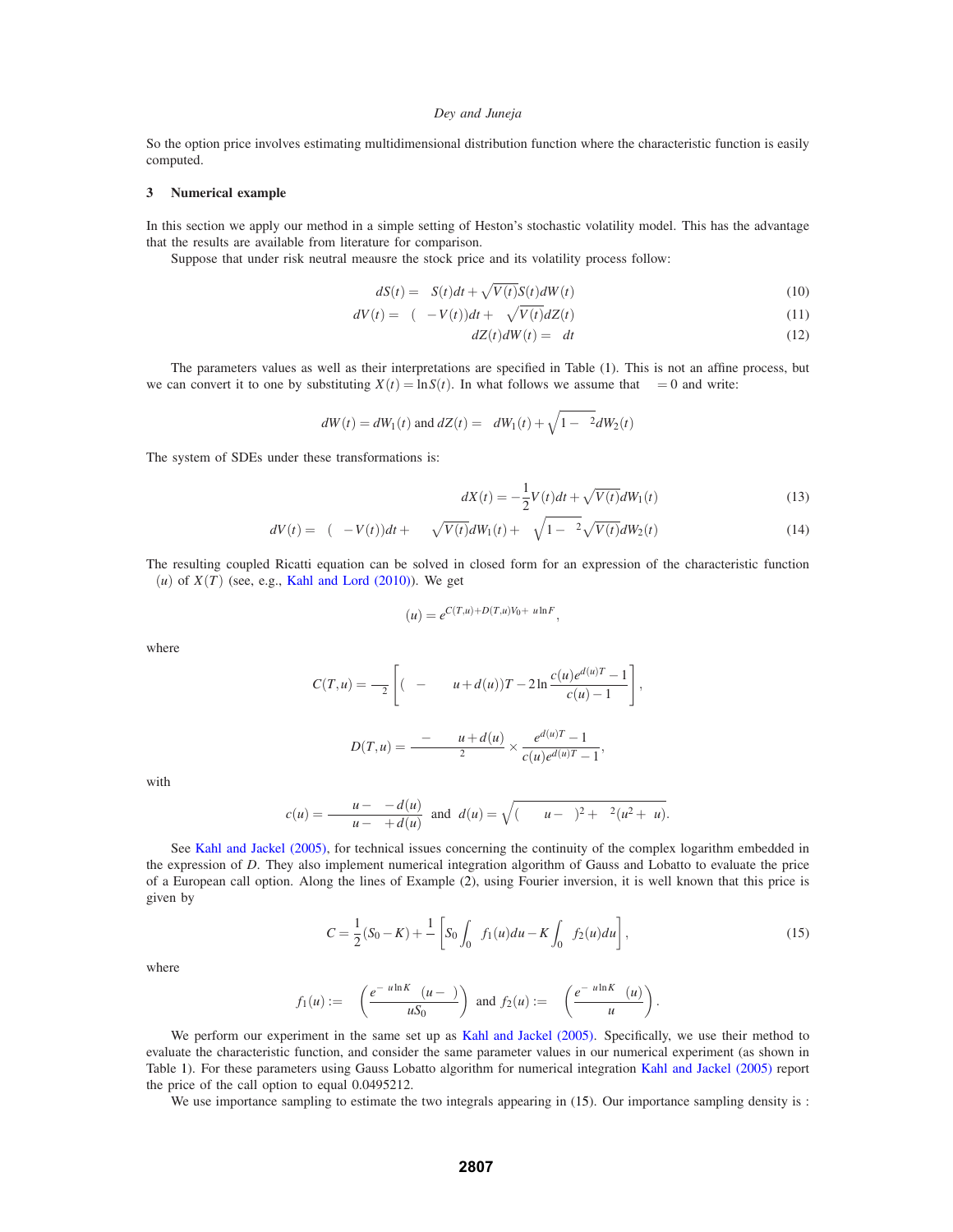So the option price involves estimating multidimensional distribution function where the characteristic function is easily computed.

## 3 Numerical example

In this section we apply our method in a simple setting of Heston's stochastic volatility model. This has the advantage that the results are available from literature for comparison.

Suppose that under risk neutral meausre the stock price and its volatility process follow:

$$dS(t) = \mu S(t)dt + \sqrt{V(t)}S(t)dW(t) \tag{10}$$

$$dV(t) = \kappa(\theta - V(t))dt + \sigma\sqrt{V(t)}dZ(t) \tag{11}$$

$$dZ(t)dW(t) = \rho dt \tag{12}$$

The parameters values as well as their interpretations are specified in Table (1). This is not an affine process, but we can convert it to one by substituting $X(t) = \ln S(t)$. In what follows we assume that $\mu = 0$ and write:

$$dW(t) = dW_1(t) \text{ and } dZ(t) = \rho dW_1(t) + \sqrt{1-\rho^2}dW_2(t)$$

The system of SDEs under these transformations is:

$$dX(t) = -\frac{1}{2}V(t)dt + \sqrt{V(t)}dW_1(t) \tag{13}$$

$$dV(t) = \kappa(\theta - V(t))dt + \sigma\rho\sqrt{V(t)}dW_1(t) + \sigma\sqrt{1-\rho^2}\sqrt{V(t)}dW_2(t) \tag{14}$$

The resulting coupled Ricatti equation can be solved in closed form for an expression of the characteristic function $\phi(u)$ of $X(T)$ (see, e.g., Kahl and Lord (2010)). We get

$$\phi(u) = e^{C(T,u)+D(T,u)V_0 + iu\ln F},$$

where

$$C(T,u) = \frac{\kappa\theta}{\sigma^2}\left[(\kappa - \rho\sigma iu + d(u))T - 2\ln\frac{c(u)e^{d(u)T}-1}{c(u)-1}\right],$$

$$D(T,u) = \frac{\kappa - \rho\sigma iu + d(u)}{\sigma^2} \times \frac{e^{d(u)T}-1}{c(u)e^{d(u)T}-1},$$

with

$$c(u) = \frac{\rho\sigma iu - \kappa - d(u)}{\rho\sigma iu - \kappa + d(u)} \text{ and } d(u) = \sqrt{(\rho\sigma iu - \kappa)^2 + \sigma^2(u^2 + iu)}.$$

See Kahl and Jackel (2005), for technical issues concerning the continuity of the complex logarithm embedded in the expression of $D$. They also implement numerical integration algorithm of Gauss and Lobatto to evaluate the price of a European call option. Along the lines of Example (2), using Fourier inversion, it is well known that this price is given by

$$C = \frac{1}{2}(S_0 - K) + \frac{1}{\pi}\left[S_0\int_0^\infty f_1(u)du - K\int_0^\infty f_2(u)du\right], \tag{15}$$

where

$$f_1(u) := \Re\left(\frac{e^{-iu\ln K}\phi(u-i)}{iuS_0}\right) \text{ and } f_2(u) := \Re\left(\frac{e^{-iu\ln K}\phi(u)}{iu}\right).$$

We perform our experiment in the same set up as Kahl and Jackel (2005). Specifically, we use their method to evaluate the characteristic function, and consider the same parameter values in our numerical experiment (as shown in Table 1). For these parameters using Gauss Lobatto algorithm for numerical integration Kahl and Jackel (2005) report the price of the call option to equal 0.0495212.

We use importance sampling to estimate the two integrals appearing in (15). Our importance sampling density is :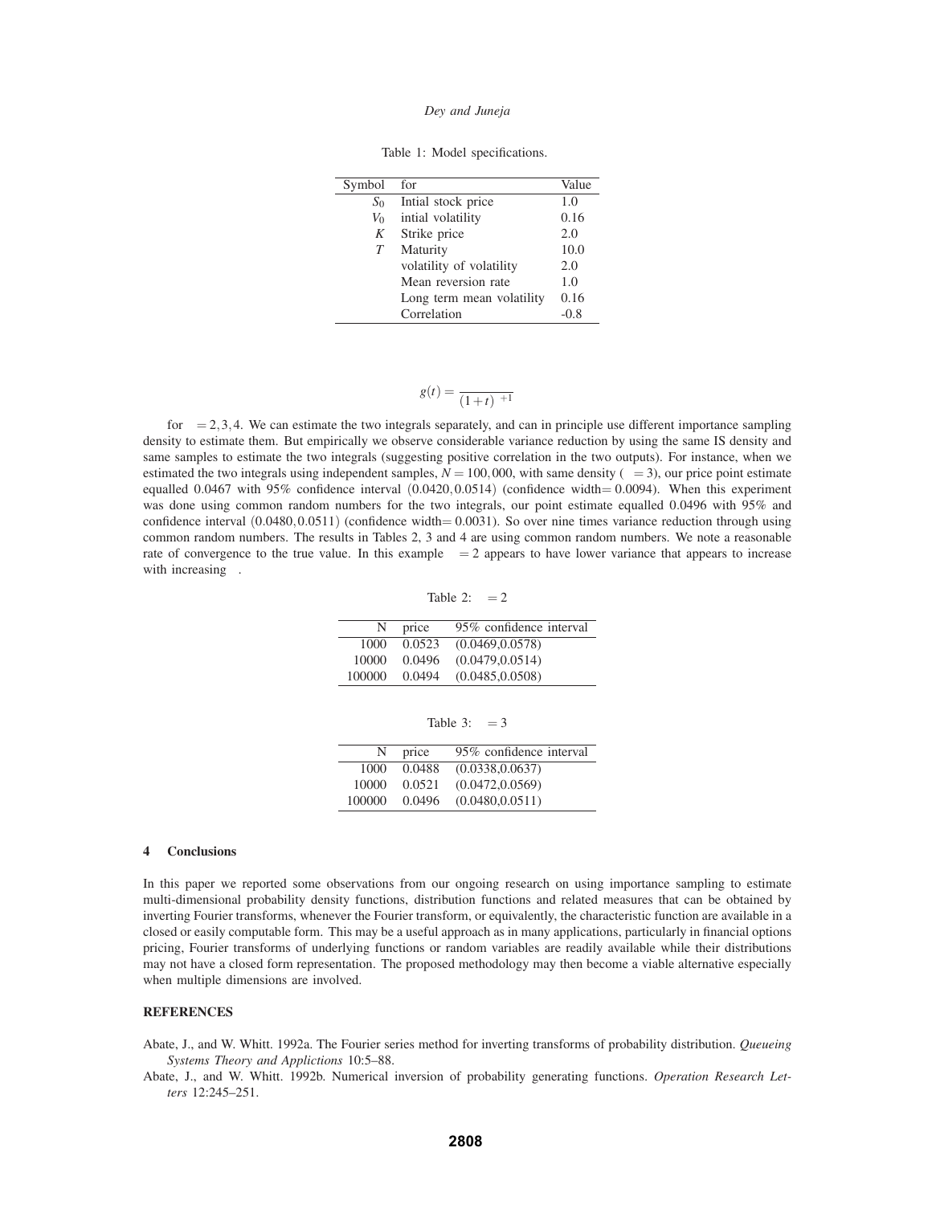Table 1: Model specifications.

| Symbol | for | Value |
|---|---|---|
| $S_0$ | Intial stock price | 1.0 |
| $V_0$ | intial volatility | 0.16 |
| $K$ | Strike price | 2.0 |
| $T$ | Maturity | 10.0 |
| | volatility of volatility | 2.0 |
| | Mean reversion rate | 1.0 |
| | Long term mean volatility | 0.16 |
| | Correlation | -0.8 |

$$g(t) = \frac{}{(1+t)^{\ +1}}$$

for $\ = 2,3,4$. We can estimate the two integrals separately, and can in principle use different importance sampling density to estimate them. But empirically we observe considerable variance reduction by using the same IS density and same samples to estimate the two integrals (suggesting positive correlation in the two outputs). For instance, when we estimated the two integrals using independent samples, $N = 100,000$, with same density ($\ = 3$), our price point estimate equalled 0.0467 with 95% confidence interval $(0.0420, 0.0514)$ (confidence width$= 0.0094$). When this experiment was done using common random numbers for the two integrals, our point estimate equalled 0.0496 with 95% and confidence interval $(0.0480, 0.0511)$ (confidence width$= 0.0031$). So over nine times variance reduction through using common random numbers. The results in Tables 2, 3 and 4 are using common random numbers. We note a reasonable rate of convergence to the true value. In this example $\ = 2$ appears to have lower variance that appears to increase with increasing .

Table 2: $\ = 2$

| N | price | 95% confidence interval |
|---|---|---|
| 1000 | 0.0523 | (0.0469,0.0578) |
| 10000 | 0.0496 | (0.0479,0.0514) |
| 100000 | 0.0494 | (0.0485,0.0508) |

Table 3: $\ = 3$

| N | price | 95% confidence interval |
|---|---|---|
| 1000 | 0.0488 | (0.0338,0.0637) |
| 10000 | 0.0521 | (0.0472,0.0569) |
| 100000 | 0.0496 | (0.0480,0.0511) |

## 4 Conclusions

In this paper we reported some observations from our ongoing research on using importance sampling to estimate multi-dimensional probability density functions, distribution functions and related measures that can be obtained by inverting Fourier transforms, whenever the Fourier transform, or equivalently, the characteristic function are available in a closed or easily computable form. This may be a useful approach as in many applications, particularly in financial options pricing, Fourier transforms of underlying functions or random variables are readily available while their distributions may not have a closed form representation. The proposed methodology may then become a viable alternative especially when multiple dimensions are involved.

## REFERENCES

Abate, J., and W. Whitt. 1992a. The Fourier series method for inverting transforms of probability distribution. *Queueing Systems Theory and Applictions* 10:5–88.

Abate, J., and W. Whitt. 1992b. Numerical inversion of probability generating functions. *Operation Research Letters* 12:245–251.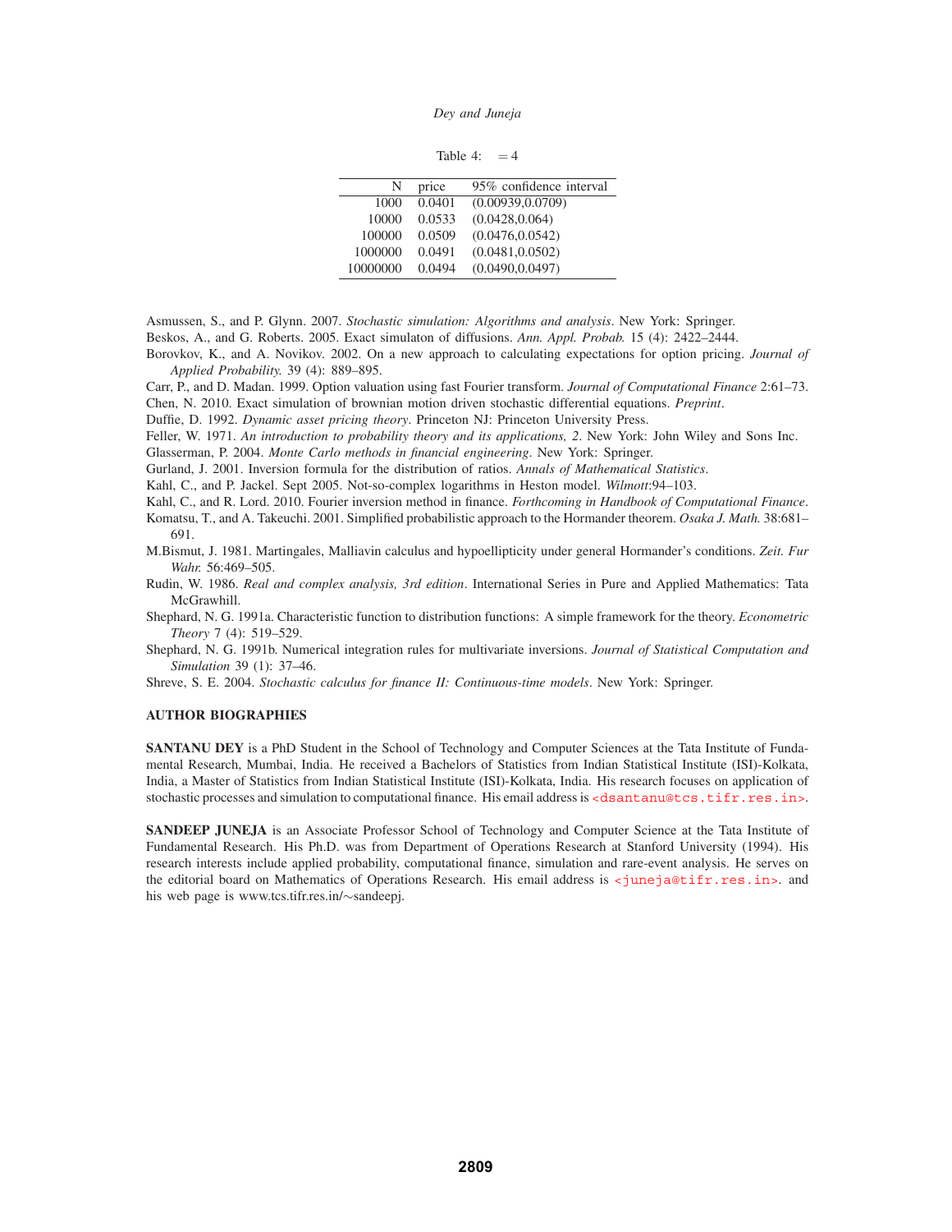Table 4: $= 4$

| N | price | 95% confidence interval |
|---|---|---|
| 1000 | 0.0401 | (0.00939,0.0709) |
| 10000 | 0.0533 | (0.0428,0.064) |
| 100000 | 0.0509 | (0.0476,0.0542) |
| 1000000 | 0.0491 | (0.0481,0.0502) |
| 10000000 | 0.0494 | (0.0490,0.0497) |

Asmussen, S., and P. Glynn. 2007. *Stochastic simulation: Algorithms and analysis*. New York: Springer.

Beskos, A., and G. Roberts. 2005. Exact simulaton of diffusions. *Ann. Appl. Probab.* 15 (4): 2422–2444.

Borovkov, K., and A. Novikov. 2002. On a new approach to calculating expectations for option pricing. *Journal of Applied Probability.* 39 (4): 889–895.

Carr, P., and D. Madan. 1999. Option valuation using fast Fourier transform. *Journal of Computational Finance* 2:61–73.

Chen, N. 2010. Exact simulation of brownian motion driven stochastic differential equations. *Preprint*.

Duffie, D. 1992. *Dynamic asset pricing theory*. Princeton NJ: Princeton University Press.

Feller, W. 1971. *An introduction to probability theory and its applications, 2*. New York: John Wiley and Sons Inc.

Glasserman, P. 2004. *Monte Carlo methods in financial engineering*. New York: Springer.

Gurland, J. 2001. Inversion formula for the distribution of ratios. *Annals of Mathematical Statistics*.

Kahl, C., and P. Jackel. Sept 2005. Not-so-complex logarithms in Heston model. *Wilmott*:94–103.

Kahl, C., and R. Lord. 2010. Fourier inversion method in finance. *Forthcoming in Handbook of Computational Finance*.

Komatsu, T., and A. Takeuchi. 2001. Simplified probabilistic approach to the Hormander theorem. *Osaka J. Math.* 38:681–691.

M.Bismut, J. 1981. Martingales, Malliavin calculus and hypoellipticity under general Hormander's conditions. *Zeit. Fur Wahr.* 56:469–505.

Rudin, W. 1986. *Real and complex analysis, 3rd edition*. International Series in Pure and Applied Mathematics: Tata McGrawhill.

Shephard, N. G. 1991a. Characteristic function to distribution functions: A simple framework for the theory. *Econometric Theory* 7 (4): 519–529.

Shephard, N. G. 1991b. Numerical integration rules for multivariate inversions. *Journal of Statistical Computation and Simulation* 39 (1): 37–46.

Shreve, S. E. 2004. *Stochastic calculus for finance II: Continuous-time models*. New York: Springer.

## AUTHOR BIOGRAPHIES

**SANTANU DEY** is a PhD Student in the School of Technology and Computer Sciences at the Tata Institute of Fundamental Research, Mumbai, India. He received a Bachelors of Statistics from Indian Statistical Institute (ISI)-Kolkata, India, a Master of Statistics from Indian Statistical Institute (ISI)-Kolkata, India. His research focuses on application of stochastic processes and simulation to computational finance. His email address is <dsantanu@tcs.tifr.res.in>.

**SANDEEP JUNEJA** is an Associate Professor School of Technology and Computer Science at the Tata Institute of Fundamental Research. His Ph.D. was from Department of Operations Research at Stanford University (1994). His research interests include applied probability, computational finance, simulation and rare-event analysis. He serves on the editorial board on Mathematics of Operations Research. His email address is <juneja@tifr.res.in>. and his web page is www.tcs.tifr.res.in/∼sandeepj.